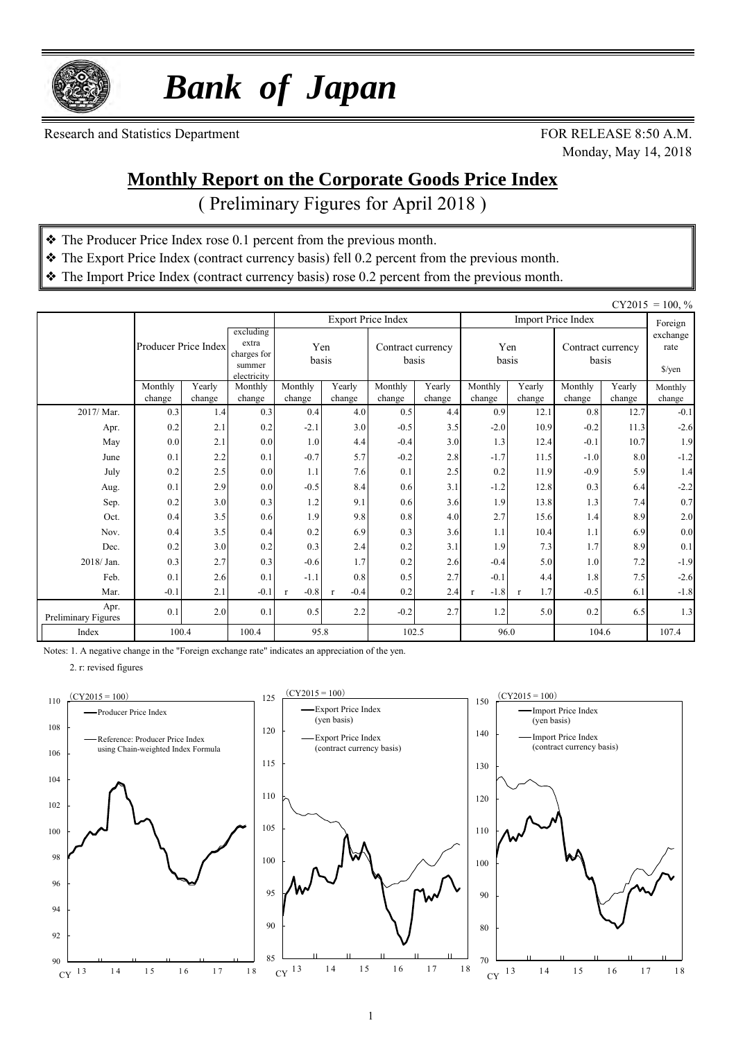# *Bank of Japan*

Research and Statistics Department

FOR RELEASE 8:50 A.M.
Monday, May 14, 2018

## Monthly Report on the Corporate Goods Price Index

( Preliminary Figures for April 2018 )

- ❖ The Producer Price Index rose 0.1 percent from the previous month.
- ❖ The Export Price Index (contract currency basis) fell 0.2 percent from the previous month.
- ❖ The Import Price Index (contract currency basis) rose 0.2 percent from the previous month.

CY2015 = 100, %

| | Producer Price Index | | excluding extra charges for summer electricity | Export Price Index | | | | Import Price Index | | | | Foreign exchange rate $/yen |
|---|---|---|---|---|---|---|---|---|---|---|---|---|
| | | | | Yen basis | | Contract currency basis | | Yen basis | | Contract currency basis | | |
| | Monthly change | Yearly change | Monthly change | Monthly change | Yearly change | Monthly change | Yearly change | Monthly change | Yearly change | Monthly change | Yearly change | Monthly change |
| 2017/ Mar. | 0.3 | 1.4 | 0.3 | 0.4 | 4.0 | 0.5 | 4.4 | 0.9 | 12.1 | 0.8 | 12.7 | -0.1 |
| Apr. | 0.2 | 2.1 | 0.2 | -2.1 | 3.0 | -0.5 | 3.5 | -2.0 | 10.9 | -0.2 | 11.3 | -2.6 |
| May | 0.0 | 2.1 | 0.0 | 1.0 | 4.4 | -0.4 | 3.0 | 1.3 | 12.4 | -0.1 | 10.7 | 1.9 |
| June | 0.1 | 2.2 | 0.1 | -0.7 | 5.7 | -0.2 | 2.8 | -1.7 | 11.5 | -1.0 | 8.0 | -1.2 |
| July | 0.2 | 2.5 | 0.0 | 1.1 | 7.6 | 0.1 | 2.5 | 0.2 | 11.9 | -0.9 | 5.9 | 1.4 |
| Aug. | 0.1 | 2.9 | 0.0 | -0.5 | 8.4 | 0.6 | 3.1 | -1.2 | 12.8 | 0.3 | 6.4 | -2.2 |
| Sep. | 0.2 | 3.0 | 0.3 | 1.2 | 9.1 | 0.6 | 3.6 | 1.9 | 13.8 | 1.3 | 7.4 | 0.7 |
| Oct. | 0.4 | 3.5 | 0.6 | 1.9 | 9.8 | 0.8 | 4.0 | 2.7 | 15.6 | 1.4 | 8.9 | 2.0 |
| Nov. | 0.4 | 3.5 | 0.4 | 0.2 | 6.9 | 0.3 | 3.6 | 1.1 | 10.4 | 1.1 | 6.9 | 0.0 |
| Dec. | 0.2 | 3.0 | 0.2 | 0.3 | 2.4 | 0.2 | 3.1 | 1.9 | 7.3 | 1.7 | 8.9 | 0.1 |
| 2018/ Jan. | 0.3 | 2.7 | 0.3 | -0.6 | 1.7 | 0.2 | 2.6 | -0.4 | 5.0 | 1.0 | 7.2 | -1.9 |
| Feb. | 0.1 | 2.6 | 0.1 | -1.1 | 0.8 | 0.5 | 2.7 | -0.1 | 4.4 | 1.8 | 7.5 | -2.6 |
| Mar. | -0.1 | 2.1 | -0.1 | r -0.8 | r -0.4 | 0.2 | 2.4 | r -1.8 | r 1.7 | -0.5 | 6.1 | -1.8 |
| Apr. Preliminary Figures | 0.1 | 2.0 | 0.1 | 0.5 | 2.2 | -0.2 | 2.7 | 1.2 | 5.0 | 0.2 | 6.5 | 1.3 |
| Index | 100.4 | | 100.4 | 95.8 | | 102.5 | | 96.0 | | 104.6 | | 107.4 |

Notes: 1. A negative change in the "Foreign exchange rate" indicates an appreciation of the yen.

2. r: revised figures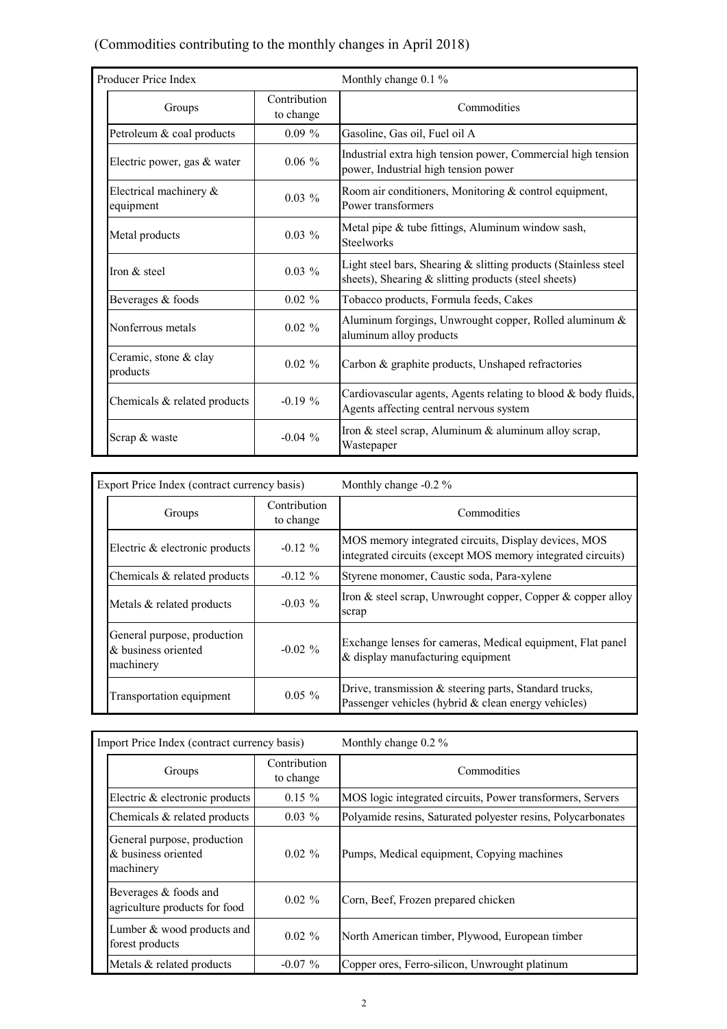(Commodities contributing to the monthly changes in April 2018)

| Producer Price Index | | Monthly change 0.1 % |
|---|---|---|
| Groups | Contribution to change | Commodities |
| Petroleum & coal products | 0.09 % | Gasoline, Gas oil, Fuel oil A |
| Electric power, gas & water | 0.06 % | Industrial extra high tension power, Commercial high tension power, Industrial high tension power |
| Electrical machinery & equipment | 0.03 % | Room air conditioners, Monitoring & control equipment, Power transformers |
| Metal products | 0.03 % | Metal pipe & tube fittings, Aluminum window sash, Steelworks |
| Iron & steel | 0.03 % | Light steel bars, Shearing & slitting products (Stainless steel sheets), Shearing & slitting products (steel sheets) |
| Beverages & foods | 0.02 % | Tobacco products, Formula feeds, Cakes |
| Nonferrous metals | 0.02 % | Aluminum forgings, Unwrought copper, Rolled aluminum & aluminum alloy products |
| Ceramic, stone & clay products | 0.02 % | Carbon & graphite products, Unshaped refractories |
| Chemicals & related products | -0.19 % | Cardiovascular agents, Agents relating to blood & body fluids, Agents affecting central nervous system |
| Scrap & waste | -0.04 % | Iron & steel scrap, Aluminum & aluminum alloy scrap, Wastepaper |

| Export Price Index (contract currency basis) | | Monthly change -0.2 % |
|---|---|---|
| Groups | Contribution to change | Commodities |
| Electric & electronic products | -0.12 % | MOS memory integrated circuits, Display devices, MOS integrated circuits (except MOS memory integrated circuits) |
| Chemicals & related products | -0.12 % | Styrene monomer, Caustic soda, Para-xylene |
| Metals & related products | -0.03 % | Iron & steel scrap, Unwrought copper, Copper & copper alloy scrap |
| General purpose, production & business oriented machinery | -0.02 % | Exchange lenses for cameras, Medical equipment, Flat panel & display manufacturing equipment |
| Transportation equipment | 0.05 % | Drive, transmission & steering parts, Standard trucks, Passenger vehicles (hybrid & clean energy vehicles) |

| Import Price Index (contract currency basis) | | Monthly change 0.2 % |
|---|---|---|
| Groups | Contribution to change | Commodities |
| Electric & electronic products | 0.15 % | MOS logic integrated circuits, Power transformers, Servers |
| Chemicals & related products | 0.03 % | Polyamide resins, Saturated polyester resins, Polycarbonates |
| General purpose, production & business oriented machinery | 0.02 % | Pumps, Medical equipment, Copying machines |
| Beverages & foods and agriculture products for food | 0.02 % | Corn, Beef, Frozen prepared chicken |
| Lumber & wood products and forest products | 0.02 % | North American timber, Plywood, European timber |
| Metals & related products | -0.07 % | Copper ores, Ferro-silicon, Unwrought platinum |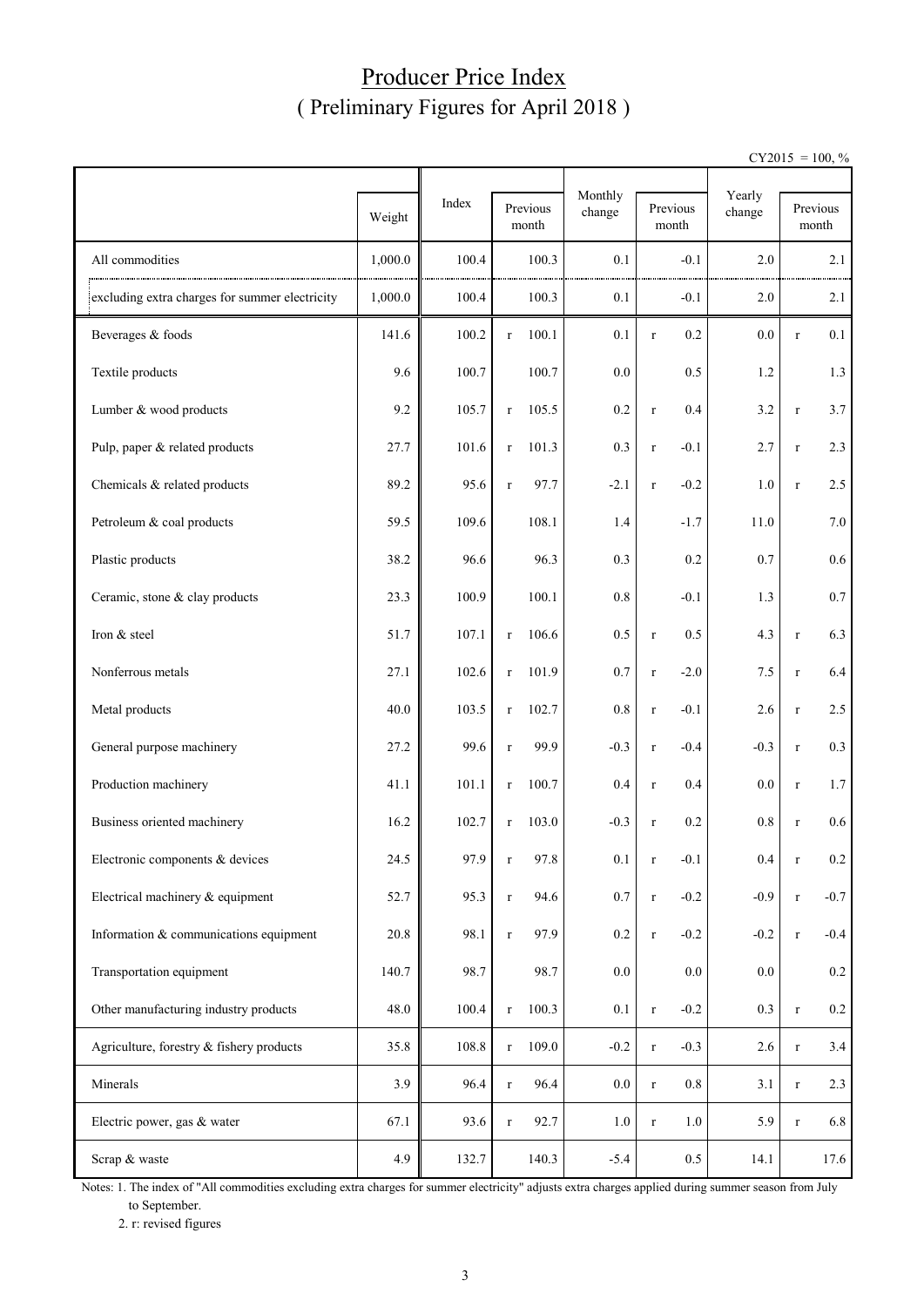# Producer Price Index
## ( Preliminary Figures for April 2018 )

CY2015 = 100, %

| | Weight | Index | Previous month | Monthly change | Previous month | Yearly change | Previous month |
|---|---|---|---|---|---|---|---|
| All commodities | 1,000.0 | 100.4 | 100.3 | 0.1 | -0.1 | 2.0 | 2.1 |
| excluding extra charges for summer electricity | 1,000.0 | 100.4 | 100.3 | 0.1 | -0.1 | 2.0 | 2.1 |
| Beverages & foods | 141.6 | 100.2 | r 100.1 | 0.1 | r 0.2 | 0.0 | r 0.1 |
| Textile products | 9.6 | 100.7 | 100.7 | 0.0 | 0.5 | 1.2 | 1.3 |
| Lumber & wood products | 9.2 | 105.7 | r 105.5 | 0.2 | r 0.4 | 3.2 | r 3.7 |
| Pulp, paper & related products | 27.7 | 101.6 | r 101.3 | 0.3 | r -0.1 | 2.7 | r 2.3 |
| Chemicals & related products | 89.2 | 95.6 | r 97.7 | -2.1 | r -0.2 | 1.0 | r 2.5 |
| Petroleum & coal products | 59.5 | 109.6 | 108.1 | 1.4 | -1.7 | 11.0 | 7.0 |
| Plastic products | 38.2 | 96.6 | 96.3 | 0.3 | 0.2 | 0.7 | 0.6 |
| Ceramic, stone & clay products | 23.3 | 100.9 | 100.1 | 0.8 | -0.1 | 1.3 | 0.7 |
| Iron & steel | 51.7 | 107.1 | r 106.6 | 0.5 | r 0.5 | 4.3 | r 6.3 |
| Nonferrous metals | 27.1 | 102.6 | r 101.9 | 0.7 | r -2.0 | 7.5 | r 6.4 |
| Metal products | 40.0 | 103.5 | r 102.7 | 0.8 | r -0.1 | 2.6 | r 2.5 |
| General purpose machinery | 27.2 | 99.6 | r 99.9 | -0.3 | r -0.4 | -0.3 | r 0.3 |
| Production machinery | 41.1 | 101.1 | r 100.7 | 0.4 | r 0.4 | 0.0 | r 1.7 |
| Business oriented machinery | 16.2 | 102.7 | r 103.0 | -0.3 | r 0.2 | 0.8 | r 0.6 |
| Electronic components & devices | 24.5 | 97.9 | r 97.8 | 0.1 | r -0.1 | 0.4 | r 0.2 |
| Electrical machinery & equipment | 52.7 | 95.3 | r 94.6 | 0.7 | r -0.2 | -0.9 | r -0.7 |
| Information & communications equipment | 20.8 | 98.1 | r 97.9 | 0.2 | r -0.2 | -0.2 | r -0.4 |
| Transportation equipment | 140.7 | 98.7 | 98.7 | 0.0 | 0.0 | 0.0 | 0.2 |
| Other manufacturing industry products | 48.0 | 100.4 | r 100.3 | 0.1 | r -0.2 | 0.3 | r 0.2 |
| Agriculture, forestry & fishery products | 35.8 | 108.8 | r 109.0 | -0.2 | r -0.3 | 2.6 | r 3.4 |
| Minerals | 3.9 | 96.4 | r 96.4 | 0.0 | r 0.8 | 3.1 | r 2.3 |
| Electric power, gas & water | 67.1 | 93.6 | r 92.7 | 1.0 | r 1.0 | 5.9 | r 6.8 |
| Scrap & waste | 4.9 | 132.7 | 140.3 | -5.4 | 0.5 | 14.1 | 17.6 |

Notes: 1. The index of "All commodities excluding extra charges for summer electricity" adjusts extra charges applied during summer season from July to September.

2. r: revised figures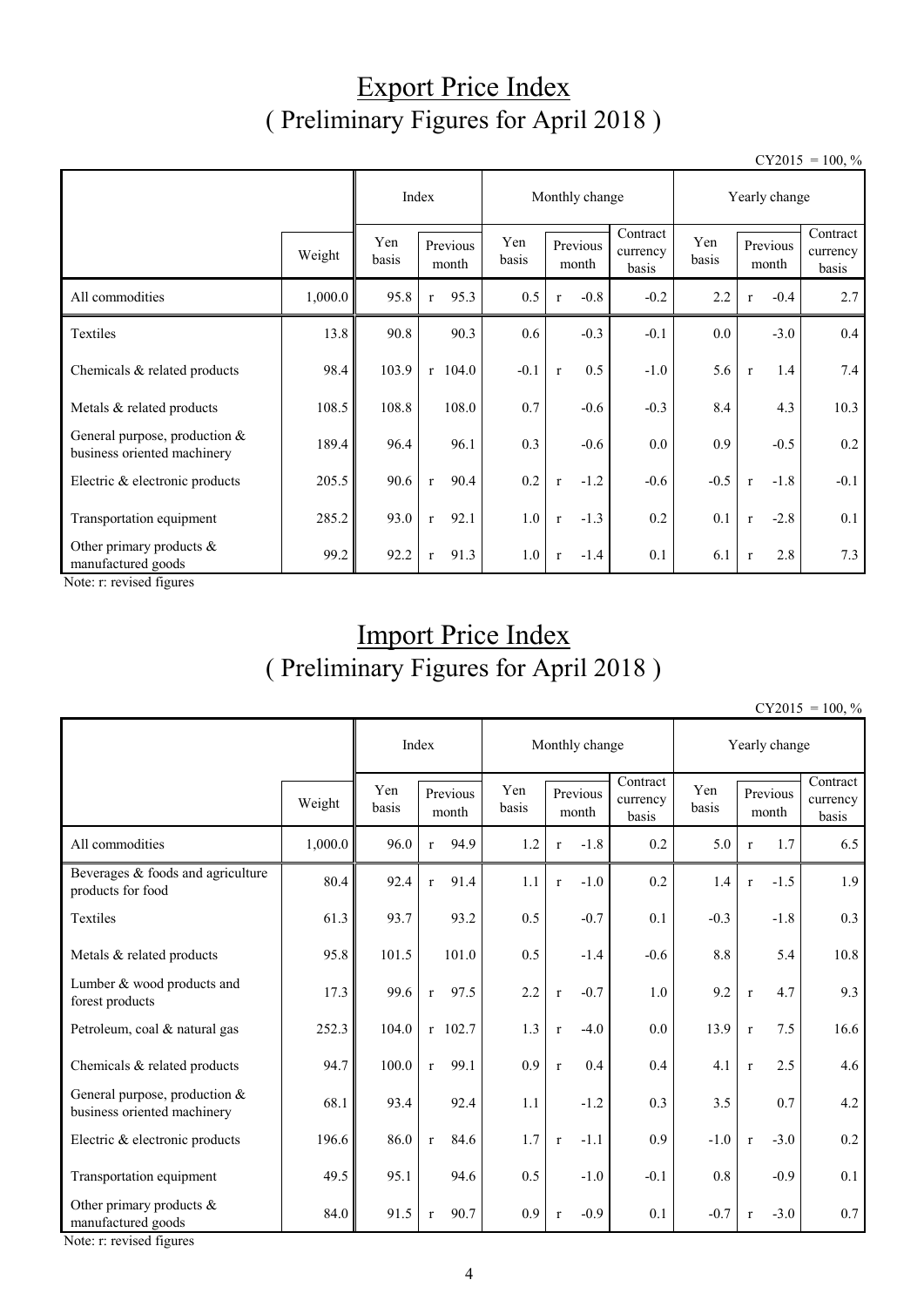# Export Price Index
## ( Preliminary Figures for April 2018 )

CY2015 = 100, %

| | | Index | | Monthly change | | | Yearly change | | |
|---|---|---|---|---|---|---|---|---|---|
| | Weight | Yen basis | Previous month | Yen basis | Previous month | Contract currency basis | Yen basis | Previous month | Contract currency basis |
| All commodities | 1,000.0 | 95.8 | r 95.3 | 0.5 | r -0.8 | -0.2 | 2.2 | r -0.4 | 2.7 |
| Textiles | 13.8 | 90.8 | 90.3 | 0.6 | -0.3 | -0.1 | 0.0 | -3.0 | 0.4 |
| Chemicals & related products | 98.4 | 103.9 | r 104.0 | -0.1 | r 0.5 | -1.0 | 5.6 | r 1.4 | 7.4 |
| Metals & related products | 108.5 | 108.8 | 108.0 | 0.7 | -0.6 | -0.3 | 8.4 | 4.3 | 10.3 |
| General purpose, production & business oriented machinery | 189.4 | 96.4 | 96.1 | 0.3 | -0.6 | 0.0 | 0.9 | -0.5 | 0.2 |
| Electric & electronic products | 205.5 | 90.6 | r 90.4 | 0.2 | r -1.2 | -0.6 | -0.5 | r -1.8 | -0.1 |
| Transportation equipment | 285.2 | 93.0 | r 92.1 | 1.0 | r -1.3 | 0.2 | 0.1 | r -2.8 | 0.1 |
| Other primary products & manufactured goods | 99.2 | 92.2 | r 91.3 | 1.0 | r -1.4 | 0.1 | 6.1 | r 2.8 | 7.3 |

Note: r: revised figures

# Import Price Index
## ( Preliminary Figures for April 2018 )

CY2015 = 100, %

| | | Index | | Monthly change | | | Yearly change | | |
|---|---|---|---|---|---|---|---|---|---|
| | Weight | Yen basis | Previous month | Yen basis | Previous month | Contract currency basis | Yen basis | Previous month | Contract currency basis |
| All commodities | 1,000.0 | 96.0 | r 94.9 | 1.2 | r -1.8 | 0.2 | 5.0 | r 1.7 | 6.5 |
| Beverages & foods and agriculture products for food | 80.4 | 92.4 | r 91.4 | 1.1 | r -1.0 | 0.2 | 1.4 | r -1.5 | 1.9 |
| Textiles | 61.3 | 93.7 | 93.2 | 0.5 | -0.7 | 0.1 | -0.3 | -1.8 | 0.3 |
| Metals & related products | 95.8 | 101.5 | 101.0 | 0.5 | -1.4 | -0.6 | 8.8 | 5.4 | 10.8 |
| Lumber & wood products and forest products | 17.3 | 99.6 | r 97.5 | 2.2 | r -0.7 | 1.0 | 9.2 | r 4.7 | 9.3 |
| Petroleum, coal & natural gas | 252.3 | 104.0 | r 102.7 | 1.3 | r -4.0 | 0.0 | 13.9 | r 7.5 | 16.6 |
| Chemicals & related products | 94.7 | 100.0 | r 99.1 | 0.9 | r 0.4 | 0.4 | 4.1 | r 2.5 | 4.6 |
| General purpose, production & business oriented machinery | 68.1 | 93.4 | 92.4 | 1.1 | -1.2 | 0.3 | 3.5 | 0.7 | 4.2 |
| Electric & electronic products | 196.6 | 86.0 | r 84.6 | 1.7 | r -1.1 | 0.9 | -1.0 | r -3.0 | 0.2 |
| Transportation equipment | 49.5 | 95.1 | 94.6 | 0.5 | -1.0 | -0.1 | 0.8 | -0.9 | 0.1 |
| Other primary products & manufactured goods | 84.0 | 91.5 | r 90.7 | 0.9 | r -0.9 | 0.1 | -0.7 | r -3.0 | 0.7 |

Note: r: revised figures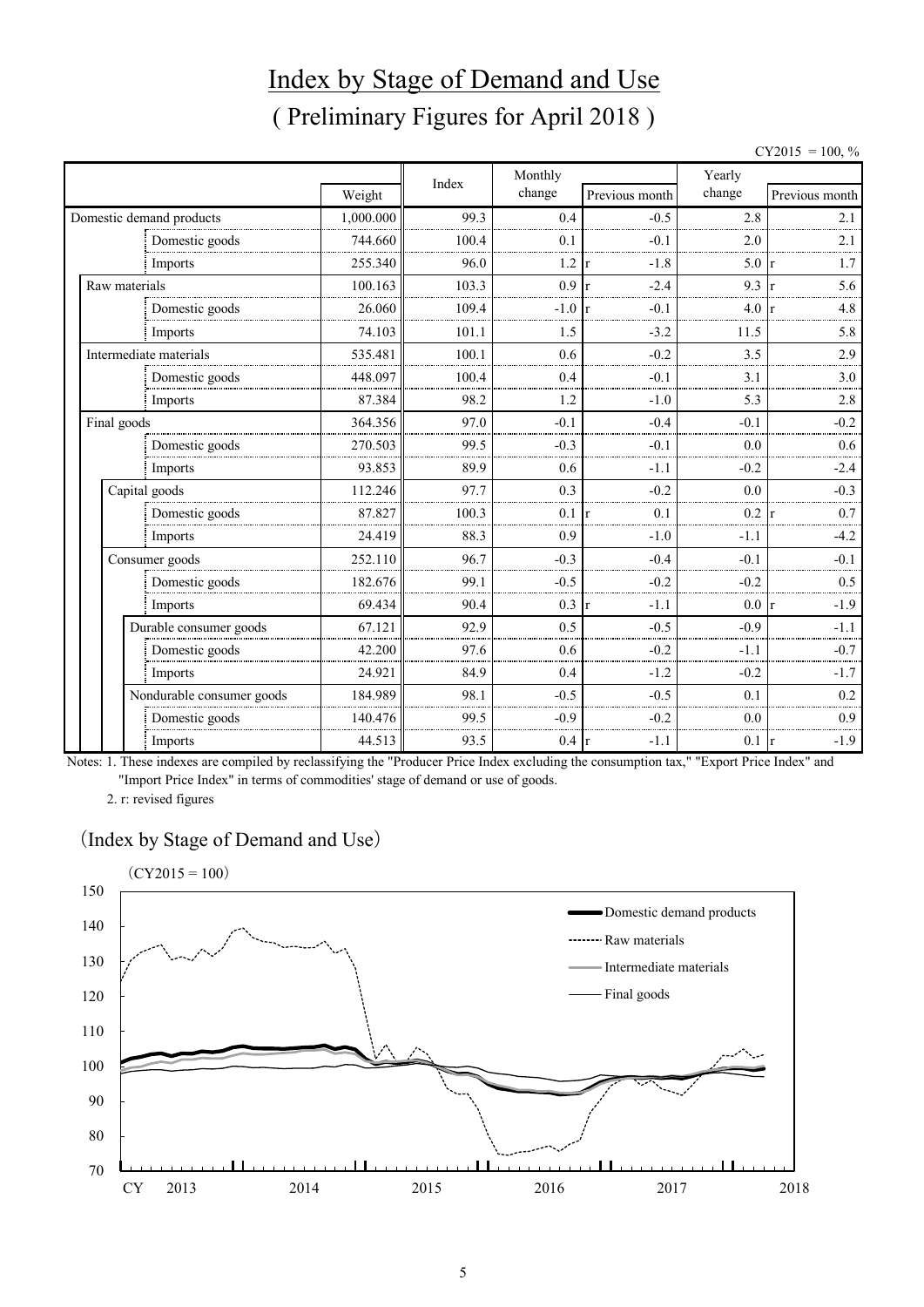# Index by Stage of Demand and Use

## ( Preliminary Figures for April 2018 )

CY2015 = 100, %

| | Weight | Index | Monthly change | Previous month | Yearly change | Previous month |
|---|---|---|---|---|---|---|
| Domestic demand products | 1,000.000 | 99.3 | 0.4 | -0.5 | 2.8 | 2.1 |
| Domestic goods | 744.660 | 100.4 | 0.1 | -0.1 | 2.0 | 2.1 |
| Imports | 255.340 | 96.0 | 1.2 | r -1.8 | 5.0 | r 1.7 |
| Raw materials | 100.163 | 103.3 | 0.9 | r -2.4 | 9.3 | r 5.6 |
| Domestic goods | 26.060 | 109.4 | -1.0 | r -0.1 | 4.0 | r 4.8 |
| Imports | 74.103 | 101.1 | 1.5 | -3.2 | 11.5 | 5.8 |
| Intermediate materials | 535.481 | 100.1 | 0.6 | -0.2 | 3.5 | 2.9 |
| Domestic goods | 448.097 | 100.4 | 0.4 | -0.1 | 3.1 | 3.0 |
| Imports | 87.384 | 98.2 | 1.2 | -1.0 | 5.3 | 2.8 |
| Final goods | 364.356 | 97.0 | -0.1 | -0.4 | -0.1 | -0.2 |
| Domestic goods | 270.503 | 99.5 | -0.3 | -0.1 | 0.0 | 0.6 |
| Imports | 93.853 | 89.9 | 0.6 | -1.1 | -0.2 | -2.4 |
| Capital goods | 112.246 | 97.7 | 0.3 | -0.2 | 0.0 | -0.3 |
| Domestic goods | 87.827 | 100.3 | 0.1 | r 0.1 | 0.2 | r 0.7 |
| Imports | 24.419 | 88.3 | 0.9 | -1.0 | -1.1 | -4.2 |
| Consumer goods | 252.110 | 96.7 | -0.3 | -0.4 | -0.1 | -0.1 |
| Domestic goods | 182.676 | 99.1 | -0.5 | -0.2 | -0.2 | 0.5 |
| Imports | 69.434 | 90.4 | 0.3 | r -1.1 | 0.0 | r -1.9 |
| Durable consumer goods | 67.121 | 92.9 | 0.5 | -0.5 | -0.9 | -1.1 |
| Domestic goods | 42.200 | 97.6 | 0.6 | -0.2 | -1.1 | -0.7 |
| Imports | 24.921 | 84.9 | 0.4 | -1.2 | -0.2 | -1.7 |
| Nondurable consumer goods | 184.989 | 98.1 | -0.5 | -0.5 | 0.1 | 0.2 |
| Domestic goods | 140.476 | 99.5 | -0.9 | -0.2 | 0.0 | 0.9 |
| Imports | 44.513 | 93.5 | 0.4 | r -1.1 | 0.1 | r -1.9 |

Notes: 1. These indexes are compiled by reclassifying the "Producer Price Index excluding the consumption tax," "Export Price Index" and "Import Price Index" in terms of commodities' stage of demand or use of goods.

2. r: revised figures

(Index by Stage of Demand and Use)

(CY2015 = 100)

Legend: Domestic demand products; Raw materials; Intermediate materials; Final goods

Y-axis: 70, 80, 90, 100, 110, 120, 130, 140, 150

X-axis: CY 2013, 2014, 2015, 2016, 2017, 2018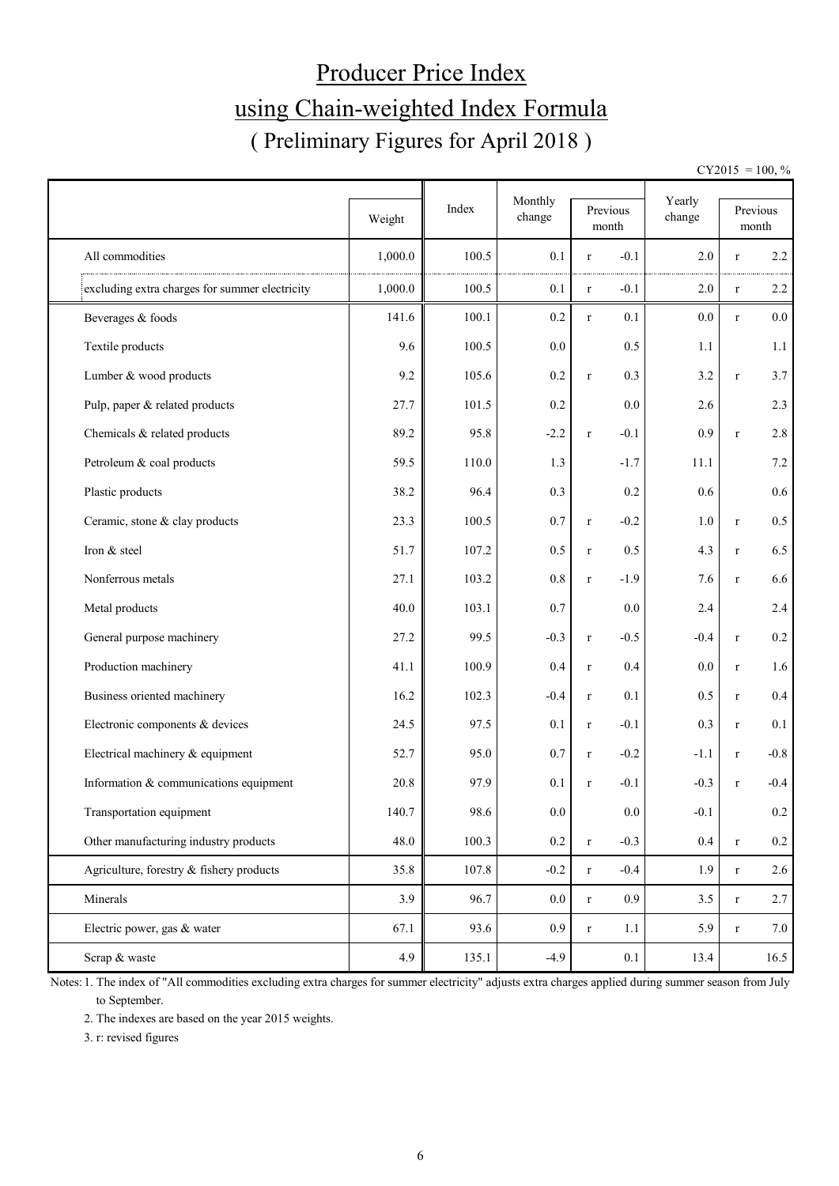# Producer Price Index

# using Chain-weighted Index Formula

## ( Preliminary Figures for April 2018 )

CY2015 = 100, %

| | Weight | Index | Monthly change | Previous month | Yearly change | Previous month |
|---|---|---|---|---|---|---|
| All commodities | 1,000.0 | 100.5 | 0.1 | r -0.1 | 2.0 | r 2.2 |
| excluding extra charges for summer electricity | 1,000.0 | 100.5 | 0.1 | r -0.1 | 2.0 | r 2.2 |
| Beverages & foods | 141.6 | 100.1 | 0.2 | r 0.1 | 0.0 | r 0.0 |
| Textile products | 9.6 | 100.5 | 0.0 | 0.5 | 1.1 | 1.1 |
| Lumber & wood products | 9.2 | 105.6 | 0.2 | r 0.3 | 3.2 | r 3.7 |
| Pulp, paper & related products | 27.7 | 101.5 | 0.2 | 0.0 | 2.6 | 2.3 |
| Chemicals & related products | 89.2 | 95.8 | -2.2 | r -0.1 | 0.9 | r 2.8 |
| Petroleum & coal products | 59.5 | 110.0 | 1.3 | -1.7 | 11.1 | 7.2 |
| Plastic products | 38.2 | 96.4 | 0.3 | 0.2 | 0.6 | 0.6 |
| Ceramic, stone & clay products | 23.3 | 100.5 | 0.7 | r -0.2 | 1.0 | r 0.5 |
| Iron & steel | 51.7 | 107.2 | 0.5 | r 0.5 | 4.3 | r 6.5 |
| Nonferrous metals | 27.1 | 103.2 | 0.8 | r -1.9 | 7.6 | r 6.6 |
| Metal products | 40.0 | 103.1 | 0.7 | 0.0 | 2.4 | 2.4 |
| General purpose machinery | 27.2 | 99.5 | -0.3 | r -0.5 | -0.4 | r 0.2 |
| Production machinery | 41.1 | 100.9 | 0.4 | r 0.4 | 0.0 | r 1.6 |
| Business oriented machinery | 16.2 | 102.3 | -0.4 | r 0.1 | 0.5 | r 0.4 |
| Electronic components & devices | 24.5 | 97.5 | 0.1 | r -0.1 | 0.3 | r 0.1 |
| Electrical machinery & equipment | 52.7 | 95.0 | 0.7 | r -0.2 | -1.1 | r -0.8 |
| Information & communications equipment | 20.8 | 97.9 | 0.1 | r -0.1 | -0.3 | r -0.4 |
| Transportation equipment | 140.7 | 98.6 | 0.0 | 0.0 | -0.1 | 0.2 |
| Other manufacturing industry products | 48.0 | 100.3 | 0.2 | r -0.3 | 0.4 | r 0.2 |
| Agriculture, forestry & fishery products | 35.8 | 107.8 | -0.2 | r -0.4 | 1.9 | r 2.6 |
| Minerals | 3.9 | 96.7 | 0.0 | r 0.9 | 3.5 | r 2.7 |
| Electric power, gas & water | 67.1 | 93.6 | 0.9 | r 1.1 | 5.9 | r 7.0 |
| Scrap & waste | 4.9 | 135.1 | -4.9 | 0.1 | 13.4 | 16.5 |

Notes: 1. The index of "All commodities excluding extra charges for summer electricity" adjusts extra charges applied during summer season from July to September.

2. The indexes are based on the year 2015 weights.

3. r: revised figures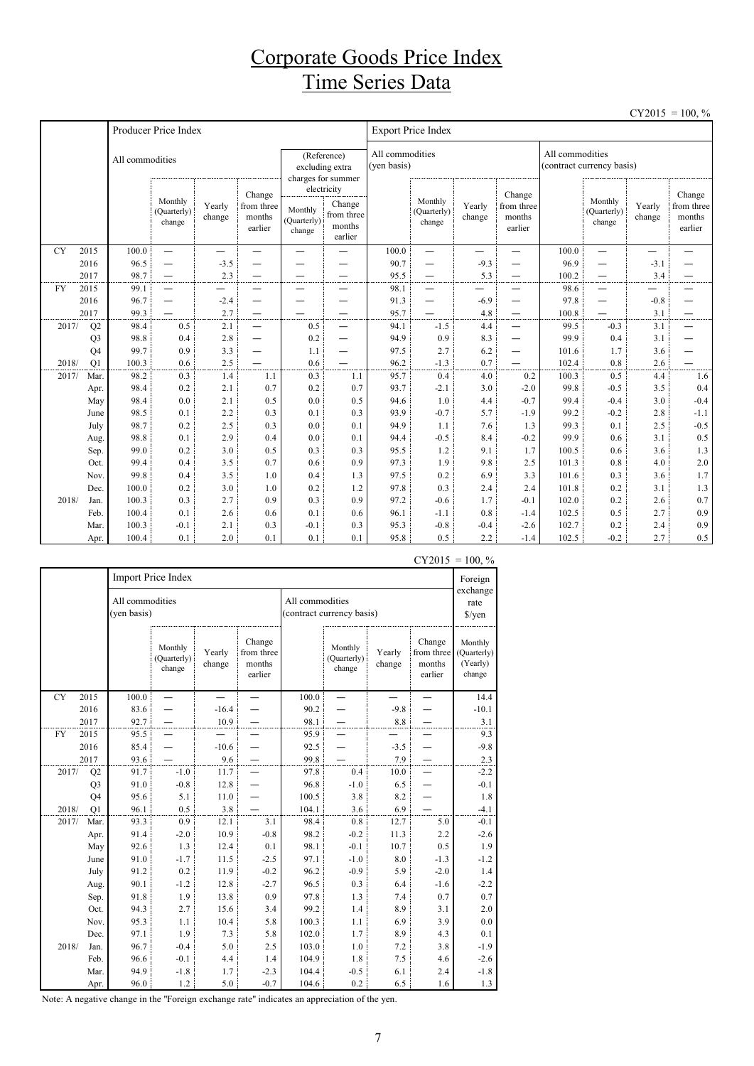# Corporate Goods Price Index
# Time Series Data

CY2015 = 100, %

| | | Producer Price Index | | | | | | Export Price Index | | | | | | | |
|---|---|---|---|---|---|---|---|---|---|---|---|---|---|---|---|
| | | All commodities | | | | (Reference) excluding extra charges for summer electricity | | All commodities (yen basis) | | | | All commodities (contract currency basis) | | | |
| | | | Monthly (Quarterly) change | Yearly change | Change from three months earlier | Monthly (Quarterly) change | Change from three months earlier | | Monthly (Quarterly) change | Yearly change | Change from three months earlier | | Monthly (Quarterly) change | Yearly change | Change from three months earlier |
| CY | 2015 | 100.0 | — | — | — | — | — | 100.0 | — | — | — | 100.0 | — | — | — |
| | 2016 | 96.5 | — | -3.5 | — | — | — | 90.7 | — | -9.3 | — | 96.9 | — | -3.1 | — |
| | 2017 | 98.7 | — | 2.3 | — | — | — | 95.5 | — | 5.3 | — | 100.2 | — | 3.4 | — |
| FY | 2015 | 99.1 | — | — | — | — | — | 98.1 | — | — | — | 98.6 | — | — | — |
| | 2016 | 96.7 | — | -2.4 | — | — | — | 91.3 | — | -6.9 | — | 97.8 | — | -0.8 | — |
| | 2017 | 99.3 | — | 2.7 | — | — | — | 95.7 | — | 4.8 | — | 100.8 | — | 3.1 | — |
| 2017/ | Q2 | 98.4 | 0.5 | 2.1 | — | 0.5 | — | 94.1 | -1.5 | 4.4 | — | 99.5 | -0.3 | 3.1 | — |
| | Q3 | 98.8 | 0.4 | 2.8 | — | 0.2 | — | 94.9 | 0.9 | 8.3 | — | 99.9 | 0.4 | 3.1 | — |
| | Q4 | 99.7 | 0.9 | 3.3 | — | 1.1 | — | 97.5 | 2.7 | 6.2 | — | 101.6 | 1.7 | 3.6 | — |
| 2018/ | Q1 | 100.3 | 0.6 | 2.5 | — | 0.6 | — | 96.2 | -1.3 | 0.7 | — | 102.4 | 0.8 | 2.6 | — |
| 2017/ | Mar. | 98.2 | 0.3 | 1.4 | 1.1 | 0.3 | 1.1 | 95.7 | 0.4 | 4.0 | 0.2 | 100.3 | 0.5 | 4.4 | 1.6 |
| | Apr. | 98.4 | 0.2 | 2.1 | 0.7 | 0.2 | 0.7 | 93.7 | -2.1 | 3.0 | -2.0 | 99.8 | -0.5 | 3.5 | 0.4 |
| | May | 98.4 | 0.0 | 2.1 | 0.5 | 0.0 | 0.5 | 94.6 | 1.0 | 4.4 | -0.7 | 99.4 | -0.4 | 3.0 | -0.4 |
| | June | 98.5 | 0.1 | 2.2 | 0.3 | 0.1 | 0.3 | 93.9 | -0.7 | 5.7 | -1.9 | 99.2 | -0.2 | 2.8 | -1.1 |
| | July | 98.7 | 0.2 | 2.5 | 0.3 | 0.0 | 0.1 | 94.9 | 1.1 | 7.6 | 1.3 | 99.3 | 0.1 | 2.5 | -0.5 |
| | Aug. | 98.8 | 0.1 | 2.9 | 0.4 | 0.0 | 0.1 | 94.4 | -0.5 | 8.4 | -0.2 | 99.9 | 0.6 | 3.1 | 0.5 |
| | Sep. | 99.0 | 0.2 | 3.0 | 0.5 | 0.3 | 0.3 | 95.5 | 1.2 | 9.1 | 1.7 | 100.5 | 0.6 | 3.6 | 1.3 |
| | Oct. | 99.4 | 0.4 | 3.5 | 0.7 | 0.6 | 0.9 | 97.3 | 1.9 | 9.8 | 2.5 | 101.3 | 0.8 | 4.0 | 2.0 |
| | Nov. | 99.8 | 0.4 | 3.5 | 1.0 | 0.4 | 1.3 | 97.5 | 0.2 | 6.9 | 3.3 | 101.6 | 0.3 | 3.6 | 1.7 |
| | Dec. | 100.0 | 0.2 | 3.0 | 1.0 | 0.2 | 1.2 | 97.8 | 0.3 | 2.4 | 2.4 | 101.8 | 0.2 | 3.1 | 1.3 |
| 2018/ | Jan. | 100.3 | 0.3 | 2.7 | 0.9 | 0.3 | 0.9 | 97.2 | -0.6 | 1.7 | -0.1 | 102.0 | 0.2 | 2.6 | 0.7 |
| | Feb. | 100.4 | 0.1 | 2.6 | 0.6 | 0.1 | 0.6 | 96.1 | -1.1 | 0.8 | -1.4 | 102.5 | 0.5 | 2.7 | 0.9 |
| | Mar. | 100.3 | -0.1 | 2.1 | 0.3 | -0.1 | 0.3 | 95.3 | -0.8 | -0.4 | -2.6 | 102.7 | 0.2 | 2.4 | 0.9 |
| | Apr. | 100.4 | 0.1 | 2.0 | 0.1 | 0.1 | 0.1 | 95.8 | 0.5 | 2.2 | -1.4 | 102.5 | -0.2 | 2.7 | 0.5 |

CY2015 = 100, %

| | | Import Price Index | | | | | | | | Foreign exchange rate $/yen |
|---|---|---|---|---|---|---|---|---|---|---|
| | | All commodities (yen basis) | | | | All commodities (contract currency basis) | | | | |
| | | | Monthly (Quarterly) change | Yearly change | Change from three months earlier | | Monthly (Quarterly) change | Yearly change | Change from three months earlier | Monthly (Quarterly) (Yearly) change |
| CY | 2015 | 100.0 | — | — | — | 100.0 | — | — | — | 14.4 |
| | 2016 | 83.6 | — | -16.4 | — | 90.2 | — | -9.8 | — | -10.1 |
| | 2017 | 92.7 | — | 10.9 | — | 98.1 | — | 8.8 | — | 3.1 |
| FY | 2015 | 95.5 | — | — | — | 95.9 | — | — | — | 9.3 |
| | 2016 | 85.4 | — | -10.6 | — | 92.5 | — | -3.5 | — | -9.8 |
| | 2017 | 93.6 | — | 9.6 | — | 99.8 | — | 7.9 | — | 2.3 |
| 2017/ | Q2 | 91.7 | -1.0 | 11.7 | — | 97.8 | 0.4 | 10.0 | — | -2.2 |
| | Q3 | 91.0 | -0.8 | 12.8 | — | 96.8 | -1.0 | 6.5 | — | -0.1 |
| | Q4 | 95.6 | 5.1 | 11.0 | — | 100.5 | 3.8 | 8.2 | — | 1.8 |
| 2018/ | Q1 | 96.1 | 0.5 | 3.8 | — | 104.1 | 3.6 | 6.9 | — | -4.1 |
| 2017/ | Mar. | 93.3 | 0.9 | 12.1 | 3.1 | 98.4 | 0.8 | 12.7 | 5.0 | -0.1 |
| | Apr. | 91.4 | -2.0 | 10.9 | -0.8 | 98.2 | -0.2 | 11.3 | 2.2 | -2.6 |
| | May | 92.6 | 1.3 | 12.4 | 0.1 | 98.1 | -0.1 | 10.7 | 0.5 | 1.9 |
| | June | 91.0 | -1.7 | 11.5 | -2.5 | 97.1 | -1.0 | 8.0 | -1.3 | -1.2 |
| | July | 91.2 | 0.2 | 11.9 | -0.2 | 96.2 | -0.9 | 5.9 | -2.0 | 1.4 |
| | Aug. | 90.1 | -1.2 | 12.8 | -2.7 | 96.5 | 0.3 | 6.4 | -1.6 | -2.2 |
| | Sep. | 91.8 | 1.9 | 13.8 | 0.9 | 97.8 | 1.3 | 7.4 | 0.7 | 0.7 |
| | Oct. | 94.3 | 2.7 | 15.6 | 3.4 | 99.2 | 1.4 | 8.9 | 3.1 | 2.0 |
| | Nov. | 95.3 | 1.1 | 10.4 | 5.8 | 100.3 | 1.1 | 6.9 | 3.9 | 0.0 |
| | Dec. | 97.1 | 1.9 | 7.3 | 5.8 | 102.0 | 1.7 | 8.9 | 4.3 | 0.1 |
| 2018/ | Jan. | 96.7 | -0.4 | 5.0 | 2.5 | 103.0 | 1.0 | 7.2 | 3.8 | -1.9 |
| | Feb. | 96.6 | -0.1 | 4.4 | 1.4 | 104.9 | 1.8 | 7.5 | 4.6 | -2.6 |
| | Mar. | 94.9 | -1.8 | 1.7 | -2.3 | 104.4 | -0.5 | 6.1 | 2.4 | -1.8 |
| | Apr. | 96.0 | 1.2 | 5.0 | -0.7 | 104.6 | 0.2 | 6.5 | 1.6 | 1.3 |

Note: A negative change in the "Foreign exchange rate" indicates an appreciation of the yen.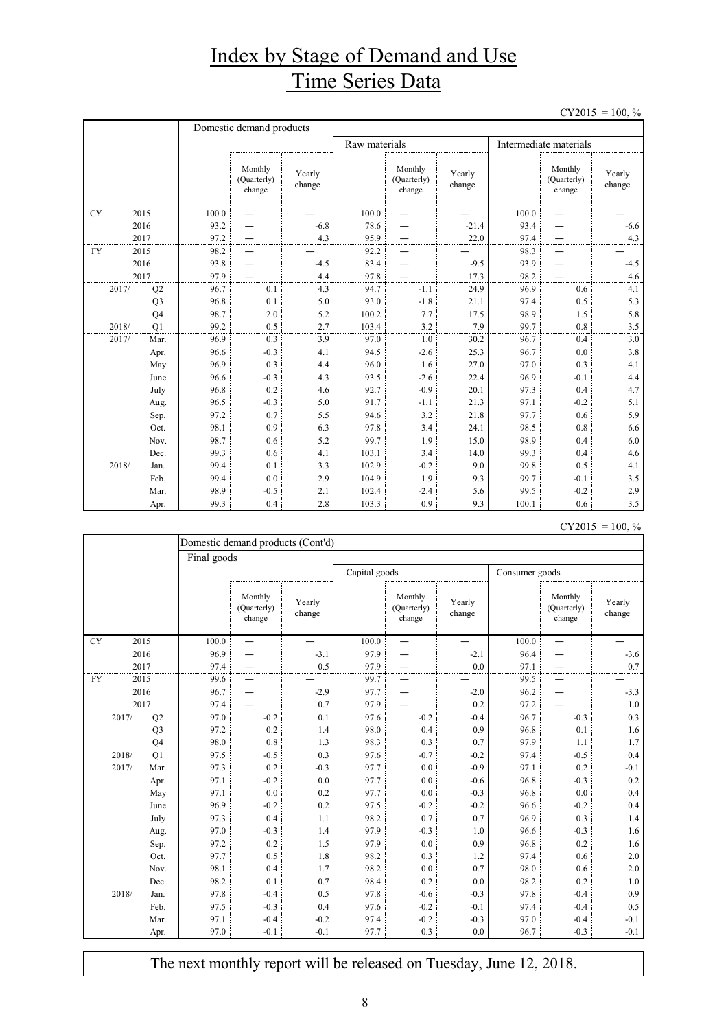# Index by Stage of Demand and Use
# Time Series Data

CY2015 = 100, %

| | | Domestic demand products | | | | | | | | |
|---|---|---|---|---|---|---|---|---|---|---|
| | | | | | Raw materials | | | Intermediate materials | | |
| | | | Monthly (Quarterly) change | Yearly change | | Monthly (Quarterly) change | Yearly change | | Monthly (Quarterly) change | Yearly change |
| CY | 2015 | 100.0 | — | — | 100.0 | — | — | 100.0 | — | — |
| | 2016 | 93.2 | — | -6.8 | 78.6 | — | -21.4 | 93.4 | — | -6.6 |
| | 2017 | 97.2 | — | 4.3 | 95.9 | — | 22.0 | 97.4 | — | 4.3 |
| FY | 2015 | 98.2 | — | — | 92.2 | — | — | 98.3 | — | — |
| | 2016 | 93.8 | — | -4.5 | 83.4 | — | -9.5 | 93.9 | — | -4.5 |
| | 2017 | 97.9 | — | 4.4 | 97.8 | — | 17.3 | 98.2 | — | 4.6 |
| 2017/ | Q2 | 96.7 | 0.1 | 4.3 | 94.7 | -1.1 | 24.9 | 96.9 | 0.6 | 4.1 |
| | Q3 | 96.8 | 0.1 | 5.0 | 93.0 | -1.8 | 21.1 | 97.4 | 0.5 | 5.3 |
| | Q4 | 98.7 | 2.0 | 5.2 | 100.2 | 7.7 | 17.5 | 98.9 | 1.5 | 5.8 |
| 2018/ | Q1 | 99.2 | 0.5 | 2.7 | 103.4 | 3.2 | 7.9 | 99.7 | 0.8 | 3.5 |
| 2017/ | Mar. | 96.9 | 0.3 | 3.9 | 97.0 | 1.0 | 30.2 | 96.7 | 0.4 | 3.0 |
| | Apr. | 96.6 | -0.3 | 4.1 | 94.5 | -2.6 | 25.3 | 96.7 | 0.0 | 3.8 |
| | May | 96.9 | 0.3 | 4.4 | 96.0 | 1.6 | 27.0 | 97.0 | 0.3 | 4.1 |
| | June | 96.6 | -0.3 | 4.3 | 93.5 | -2.6 | 22.4 | 96.9 | -0.1 | 4.4 |
| | July | 96.8 | 0.2 | 4.6 | 92.7 | -0.9 | 20.1 | 97.3 | 0.4 | 4.7 |
| | Aug. | 96.5 | -0.3 | 5.0 | 91.7 | -1.1 | 21.3 | 97.1 | -0.2 | 5.1 |
| | Sep. | 97.2 | 0.7 | 5.5 | 94.6 | 3.2 | 21.8 | 97.7 | 0.6 | 5.9 |
| | Oct. | 98.1 | 0.9 | 6.3 | 97.8 | 3.4 | 24.1 | 98.5 | 0.8 | 6.6 |
| | Nov. | 98.7 | 0.6 | 5.2 | 99.7 | 1.9 | 15.0 | 98.9 | 0.4 | 6.0 |
| | Dec. | 99.3 | 0.6 | 4.1 | 103.1 | 3.4 | 14.0 | 99.3 | 0.4 | 4.6 |
| 2018/ | Jan. | 99.4 | 0.1 | 3.3 | 102.9 | -0.2 | 9.0 | 99.8 | 0.5 | 4.1 |
| | Feb. | 99.4 | 0.0 | 2.9 | 104.9 | 1.9 | 9.3 | 99.7 | -0.1 | 3.5 |
| | Mar. | 98.9 | -0.5 | 2.1 | 102.4 | -2.4 | 5.6 | 99.5 | -0.2 | 2.9 |
| | Apr. | 99.3 | 0.4 | 2.8 | 103.3 | 0.9 | 9.3 | 100.1 | 0.6 | 3.5 |

CY2015 = 100, %

| | | Domestic demand products (Cont'd) | | | | | | | | |
|---|---|---|---|---|---|---|---|---|---|---|
| | | Final goods | | | | | | | | |
| | | | | | Capital goods | | | Consumer goods | | |
| | | | Monthly (Quarterly) change | Yearly change | | Monthly (Quarterly) change | Yearly change | | Monthly (Quarterly) change | Yearly change |
| CY | 2015 | 100.0 | — | — | 100.0 | — | — | 100.0 | — | — |
| | 2016 | 96.9 | — | -3.1 | 97.9 | — | -2.1 | 96.4 | — | -3.6 |
| | 2017 | 97.4 | — | 0.5 | 97.9 | — | 0.0 | 97.1 | — | 0.7 |
| FY | 2015 | 99.6 | — | — | 99.7 | — | — | 99.5 | — | — |
| | 2016 | 96.7 | — | -2.9 | 97.7 | — | -2.0 | 96.2 | — | -3.3 |
| | 2017 | 97.4 | — | 0.7 | 97.9 | — | 0.2 | 97.2 | — | 1.0 |
| 2017/ | Q2 | 97.0 | -0.2 | 0.1 | 97.6 | -0.2 | -0.4 | 96.7 | -0.3 | 0.3 |
| | Q3 | 97.2 | 0.2 | 1.4 | 98.0 | 0.4 | 0.9 | 96.8 | 0.1 | 1.6 |
| | Q4 | 98.0 | 0.8 | 1.3 | 98.3 | 0.3 | 0.7 | 97.9 | 1.1 | 1.7 |
| 2018/ | Q1 | 97.5 | -0.5 | 0.3 | 97.6 | -0.7 | -0.2 | 97.4 | -0.5 | 0.4 |
| 2017/ | Mar. | 97.3 | 0.2 | -0.3 | 97.7 | 0.0 | -0.9 | 97.1 | 0.2 | -0.1 |
| | Apr. | 97.1 | -0.2 | 0.0 | 97.7 | 0.0 | -0.6 | 96.8 | -0.3 | 0.2 |
| | May | 97.1 | 0.0 | 0.2 | 97.7 | 0.0 | -0.3 | 96.8 | 0.0 | 0.4 |
| | June | 96.9 | -0.2 | 0.2 | 97.5 | -0.2 | -0.2 | 96.6 | -0.2 | 0.4 |
| | July | 97.3 | 0.4 | 1.1 | 98.2 | 0.7 | 0.7 | 96.9 | 0.3 | 1.4 |
| | Aug. | 97.0 | -0.3 | 1.4 | 97.9 | -0.3 | 1.0 | 96.6 | -0.3 | 1.6 |
| | Sep. | 97.2 | 0.2 | 1.5 | 97.9 | 0.0 | 0.9 | 96.8 | 0.2 | 1.6 |
| | Oct. | 97.7 | 0.5 | 1.8 | 98.2 | 0.3 | 1.2 | 97.4 | 0.6 | 2.0 |
| | Nov. | 98.1 | 0.4 | 1.7 | 98.2 | 0.0 | 0.7 | 98.0 | 0.6 | 2.0 |
| | Dec. | 98.2 | 0.1 | 0.7 | 98.4 | 0.2 | 0.0 | 98.2 | 0.2 | 1.0 |
| 2018/ | Jan. | 97.8 | -0.4 | 0.5 | 97.8 | -0.6 | -0.3 | 97.8 | -0.4 | 0.9 |
| | Feb. | 97.5 | -0.3 | 0.4 | 97.6 | -0.2 | -0.1 | 97.4 | -0.4 | 0.5 |
| | Mar. | 97.1 | -0.4 | -0.2 | 97.4 | -0.2 | -0.3 | 97.0 | -0.4 | -0.1 |
| | Apr. | 97.0 | -0.1 | -0.1 | 97.7 | 0.3 | 0.0 | 96.7 | -0.3 | -0.1 |

The next monthly report will be released on Tuesday, June 12, 2018.